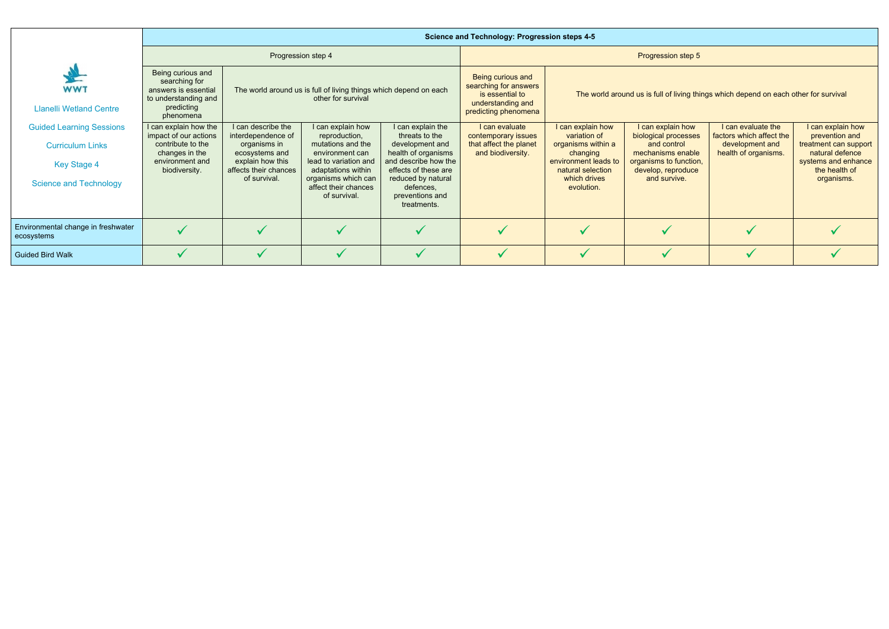| Llanelli Wetland Centre<br><br>Guided Learning Sessions<br><br>Curriculum Links<br><br>Key Stage 4<br><br>Science and Technology | Science and Technology: Progression steps 4-5 | | | | | | | | |
|---|---|---|---|---|---|---|---|---|---|
| | Progression step 4 | | | | Progression step 5 | | | | |
| | Being curious and searching for answers is essential to understanding and predicting phenomena | The world around us is full of living things which depend on each other for survival | | | Being curious and searching for answers is essential to understanding and predicting phenomena | The world around us is full of living things which depend on each other for survival | | | |
| | I can explain how the impact of our actions contribute to the changes in the environment and biodiversity. | I can describe the interdependence of organisms in ecosystems and explain how this affects their chances of survival. | I can explain how reproduction, mutations and the environment can lead to variation and adaptations within organisms which can affect their chances of survival. | I can explain the threats to the development and health of organisms and describe how the effects of these are reduced by natural defences, preventions and treatments. | I can evaluate contemporary issues that affect the planet and biodiversity. | I can explain how variation of organisms within a changing environment leads to natural selection which drives evolution. | I can explain how biological processes and control mechanisms enable organisms to function, develop, reproduce and survive. | I can evaluate the factors which affect the development and health of organisms. | I can explain how prevention and treatment can support natural defence systems and enhance the health of organisms. |
| Environmental change in freshwater ecosystems | ✓ | ✓ | ✓ | ✓ | ✓ | ✓ | ✓ | ✓ | ✓ |
| Guided Bird Walk | ✓ | ✓ | ✓ | ✓ | ✓ | ✓ | ✓ | ✓ | ✓ |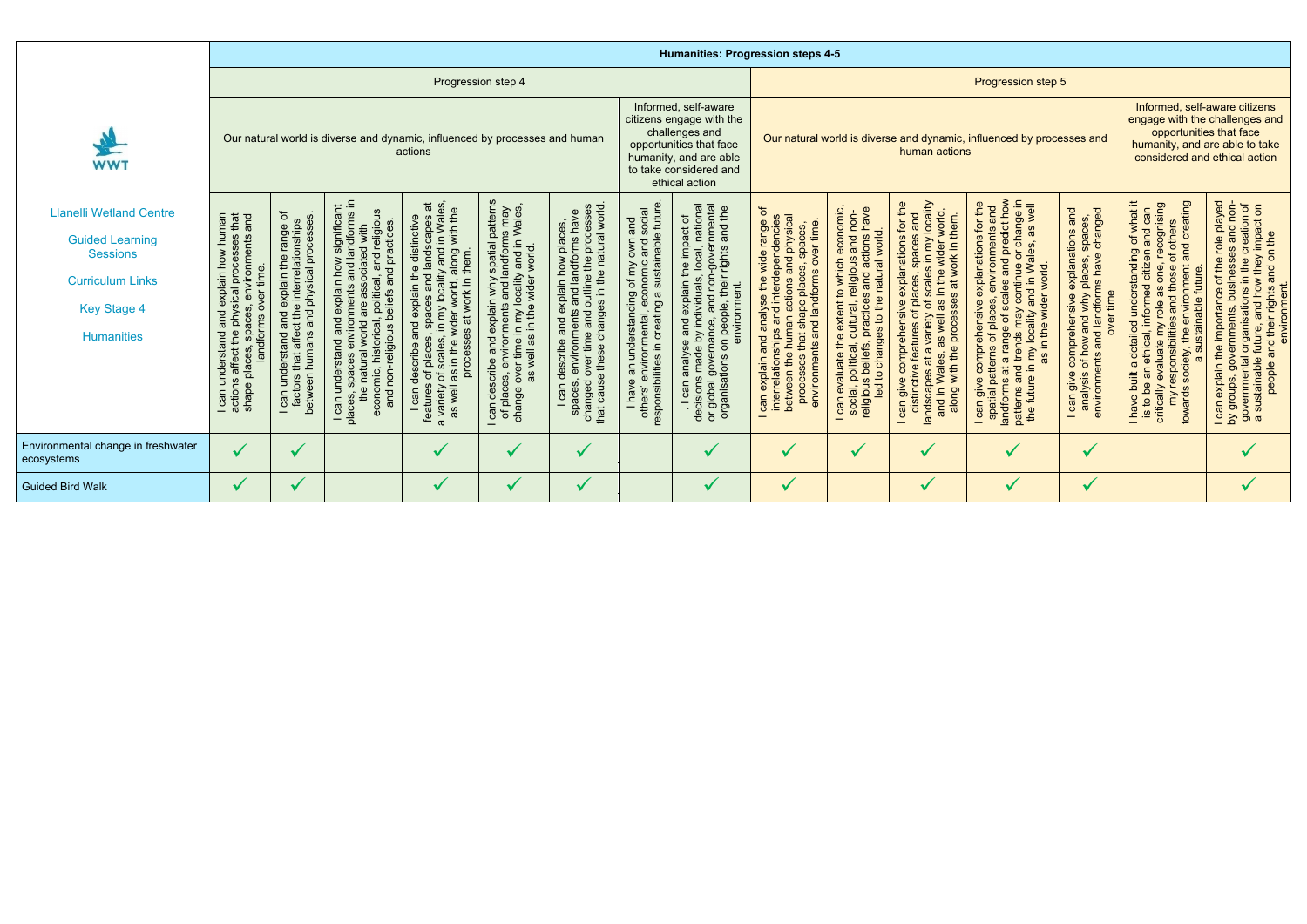| Llanelli Wetland Centre<br><br>Guided Learning Sessions<br><br>Curriculum Links<br><br>Key Stage 4<br><br>Humanities | Humanities: Progression steps 4-5 | | | | | | | | | | | | | | |
|---|---|---|---|---|---|---|---|---|---|---|---|---|---|---|---|
| | Progression step 4 | | | | | | | | Progression step 5 | | | | | | |
| | Our natural world is diverse and dynamic, influenced by processes and human actions | | | | | | Informed, self-aware citizens engage with the challenges and opportunities that face humanity, and are able to take considered and ethical action | | Our natural world is diverse and dynamic, influenced by processes and human actions | | | | | Informed, self-aware citizens engage with the challenges and opportunities that face humanity, and are able to take considered and ethical action | |
| | I can understand and explain how human actions affect the physical processes that shape places, spaces, environments and landforms over time. | I can understand and explain the range of factors that affect the interrelationships between humans and physical processes. | I can understand and explain how significant places, spaces environments and landforms in the natural world are associated with economic, historical, political, and religious and non-religious beliefs and practices. | I can describe and explain the distinctive features of places, spaces and landscapes at a variety of scales, in my locality and in Wales, as well as in the wider world, along with the processes at work in them. | I can describe and explain why spatial patterns of places, environments and landforms may change over time in my locality and in Wales, as well as in the wider world. | I can describe and explain how places, spaces, environments and landforms have changed over time and outline the processes that cause these changes in the natural world. | I have an understanding of my own and others' environmental, economic and social responsibilities in creating a sustainable future. | . I can analyse and explain the impact of decisions made by individuals, local, national or global governance, and non-governmental organisations on people, their rights and the environment. | I can explain and analyse the wide range of interrelationships and interdependencies between the human actions and physical processes that shape places, spaces, environments and landforms over time. | I can evaluate the extent to which economic, social, political, cultural, religious and non-religious beliefs, practices and actions have led to changes to the natural world. | I can give comprehensive explanations for the distinctive features of places, spaces and landscapes at a variety of scales in my locality and in Wales, as well as in the wider world, along with the processes at work in them. | I can give comprehensive explanations for the spatial patterns of places, environments and landforms at a range of scales and predict how patterns and trends may continue or change in the future in my locality and in Wales, as well as in the wider world. | I can give comprehensive explanations and analysis of how and why places, spaces, environments and landforms have changed over time | I have built a detailed understanding of what it is to be an ethical, informed citizen and can critically evaluate my role as one, recognising my responsibilities and those of others towards society, the environment and creating a sustainable future. | I can explain the importance of the role played by groups, governments, businesses and non-governmental organisations in the creation of a sustainable future, and how they impact on people and their rights and on the environment. |
| Environmental change in freshwater ecosystems | ✓ | ✓ | | ✓ | ✓ | ✓ | | ✓ | ✓ | ✓ | ✓ | ✓ | ✓ | | ✓ |
| Guided Bird Walk | ✓ | ✓ | | ✓ | ✓ | ✓ | | ✓ | ✓ | | ✓ | ✓ | ✓ | | ✓ |